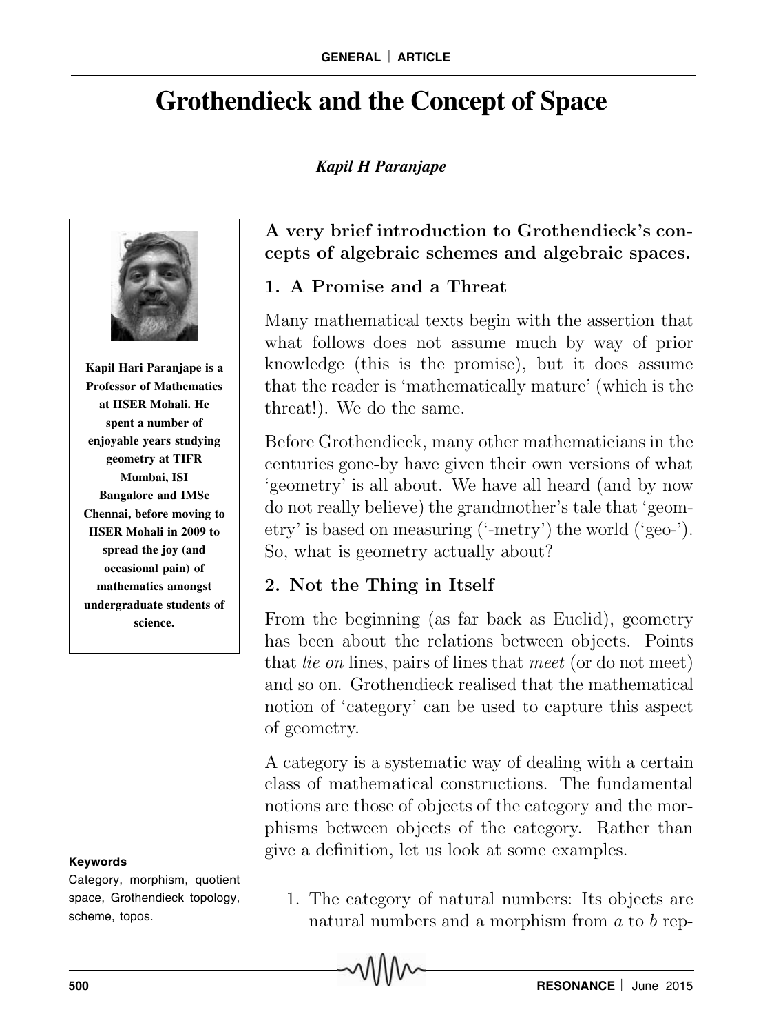# Grothendieck and the Concept of Space

*Kapil H Paranjape*

Kapil Hari Paranjape is a Professor of Mathematics at IISER Mohali. He spent a number of enjoyable years studying geometry at TIFR Mumbai, ISI Bangalore and IMSc Chennai, before moving to IISER Mohali in 2009 to spread the joy (and occasional pain) of mathematics amongst undergraduate students of science.

**A very brief introduction to Grothendieck's concepts of algebraic schemes and algebraic spaces.**

## 1. A Promise and a Threat

Many mathematical texts begin with the assertion that what follows does not assume much by way of prior knowledge (this is the promise), but it does assume that the reader is 'mathematically mature' (which is the threat!). We do the same.

Before Grothendieck, many other mathematicians in the centuries gone-by have given their own versions of what 'geometry' is all about. We have all heard (and by now do not really believe) the grandmother's tale that 'geometry' is based on measuring ('-metry') the world ('geo-'). So, what is geometry actually about?

## 2. Not the Thing in Itself

From the beginning (as far back as Euclid), geometry has been about the relations between objects. Points that *lie on* lines, pairs of lines that *meet* (or do not meet) and so on. Grothendieck realised that the mathematical notion of 'category' can be used to capture this aspect of geometry.

A category is a systematic way of dealing with a certain class of mathematical constructions. The fundamental notions are those of objects of the category and the morphisms between objects of the category. Rather than give a definition, let us look at some examples.

**Keywords**

Category, morphism, quotient space, Grothendieck topology, scheme, topos.

1. The category of natural numbers: Its objects are natural numbers and a morphism from $a$ to $b$ rep-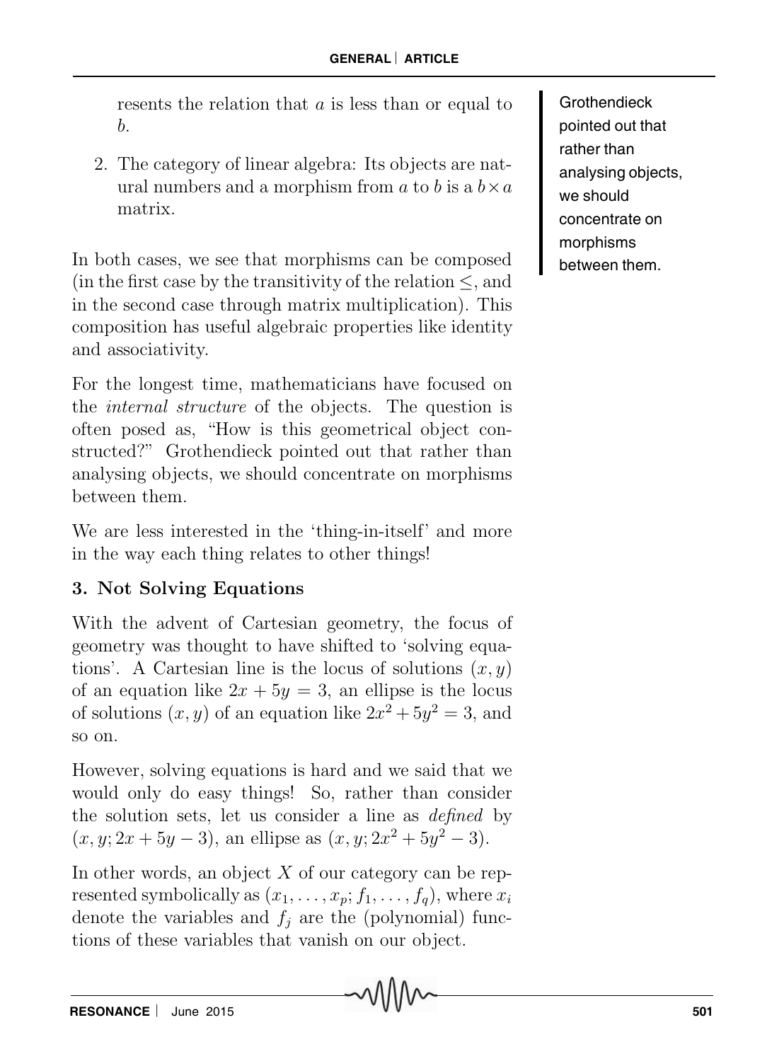resents the relation that $a$ is less than or equal to $b$.

2. The category of linear algebra: Its objects are natural numbers and a morphism from $a$ to $b$ is a $b \times a$ matrix.

In both cases, we see that morphisms can be composed (in the first case by the transitivity of the relation $\leq$, and in the second case through matrix multiplication). This composition has useful algebraic properties like identity and associativity.

For the longest time, mathematicians have focused on the *internal structure* of the objects. The question is often posed as, "How is this geometrical object constructed?" Grothendieck pointed out that rather than analysing objects, we should concentrate on morphisms between them.

Grothendieck pointed out that rather than analysing objects, we should concentrate on morphisms between them.

We are less interested in the 'thing-in-itself' and more in the way each thing relates to other things!

### 3. Not Solving Equations

With the advent of Cartesian geometry, the focus of geometry was thought to have shifted to 'solving equations'. A Cartesian line is the locus of solutions $(x, y)$ of an equation like $2x + 5y = 3$, an ellipse is the locus of solutions $(x, y)$ of an equation like $2x^2 + 5y^2 = 3$, and so on.

However, solving equations is hard and we said that we would only do easy things! So, rather than consider the solution sets, let us consider a line as *defined* by $(x, y; 2x + 5y - 3)$, an ellipse as $(x, y; 2x^2 + 5y^2 - 3)$.

In other words, an object $X$ of our category can be represented symbolically as $(x_1, \ldots, x_p; f_1, \ldots, f_q)$, where $x_i$ denote the variables and $f_j$ are the (polynomial) functions of these variables that vanish on our object.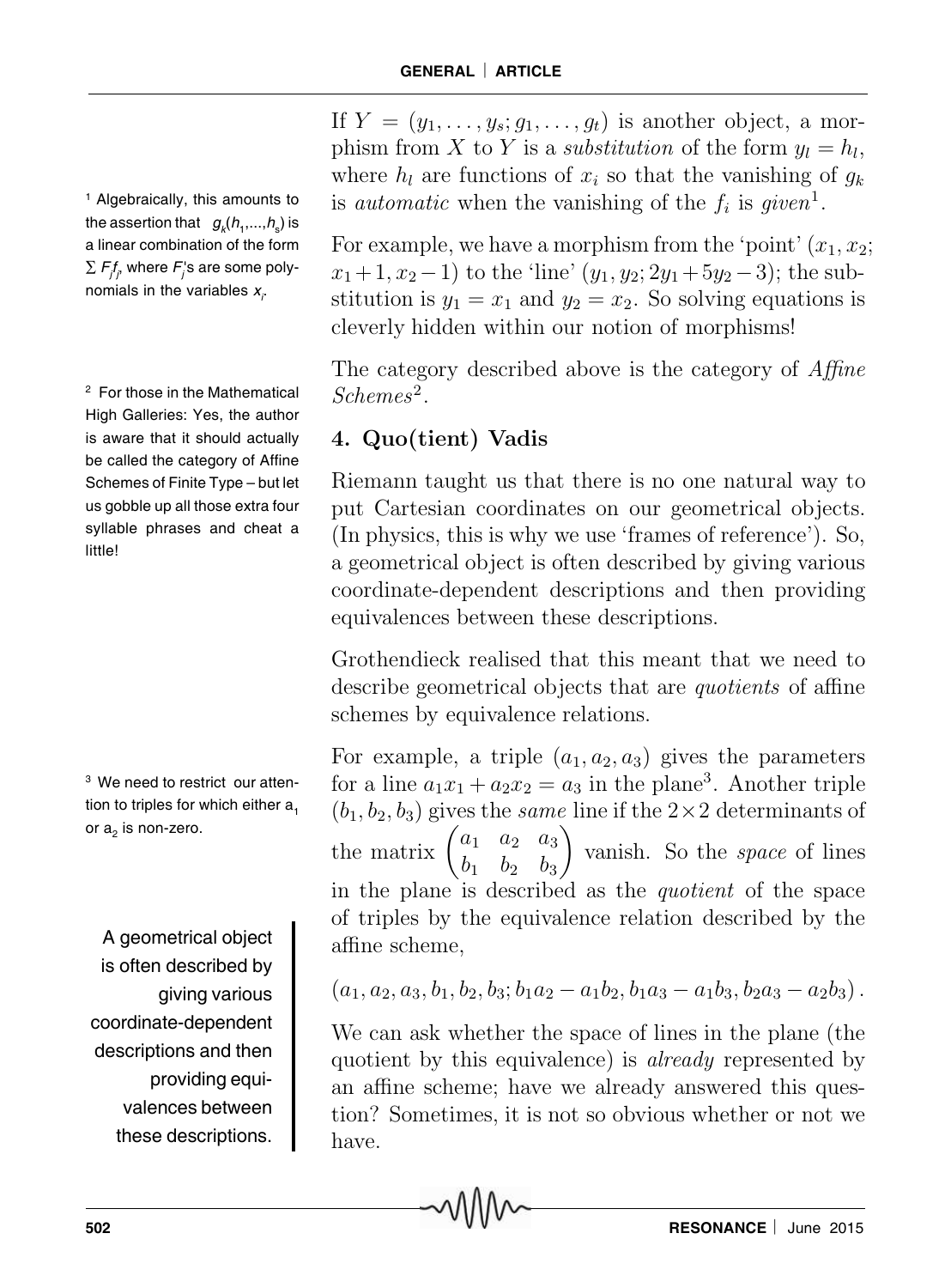If $Y = (y_1, \ldots, y_s; g_1, \ldots, g_t)$ is another object, a morphism from $X$ to $Y$ is a *substitution* of the form $y_l = h_l$, where $h_l$ are functions of $x_i$ so that the vanishing of $g_k$ is *automatic* when the vanishing of the $f_i$ is *given*[1].

[1] Algebraically, this amounts to the assertion that $g_k(h_1,\ldots,h_s)$ is a linear combination of the form $\Sigma F_j f_j$, where $F_j$'s are some polynomials in the variables $x_i$.

For example, we have a morphism from the 'point' $(x_1, x_2; x_1+1, x_2-1)$ to the 'line' $(y_1, y_2; 2y_1+5y_2-3)$; the substitution is $y_1 = x_1$ and $y_2 = x_2$. So solving equations is cleverly hidden within our notion of morphisms!

The category described above is the category of *Affine Schemes*[2].

[2] For those in the Mathematical High Galleries: Yes, the author is aware that it should actually be called the category of Affine Schemes of Finite Type – but let us gobble up all those extra four syllable phrases and cheat a little!

## 4. Quo(tient) Vadis

Riemann taught us that there is no one natural way to put Cartesian coordinates on our geometrical objects. (In physics, this is why we use 'frames of reference'). So, a geometrical object is often described by giving various coordinate-dependent descriptions and then providing equivalences between these descriptions.

A geometrical object is often described by giving various coordinate-dependent descriptions and then providing equivalences between these descriptions.

Grothendieck realised that this meant that we need to describe geometrical objects that are *quotients* of affine schemes by equivalence relations.

For example, a triple $(a_1, a_2, a_3)$ gives the parameters for a line $a_1x_1 + a_2x_2 = a_3$ in the plane[3]. Another triple $(b_1, b_2, b_3)$ gives the *same* line if the $2\times 2$ determinants of the matrix $\begin{pmatrix} a_1 & a_2 & a_3 \\ b_1 & b_2 & b_3 \end{pmatrix}$ vanish. So the *space* of lines in the plane is described as the *quotient* of the space of triples by the equivalence relation described by the affine scheme,

[3] We need to restrict our attention to triples for which either $a_1$ or $a_2$ is non-zero.

$$(a_1, a_2, a_3, b_1, b_2, b_3; b_1a_2 - a_1b_2, b_1a_3 - a_1b_3, b_2a_3 - a_2b_3).$$

We can ask whether the space of lines in the plane (the quotient by this equivalence) is *already* represented by an affine scheme; have we already answered this question? Sometimes, it is not so obvious whether or not we have.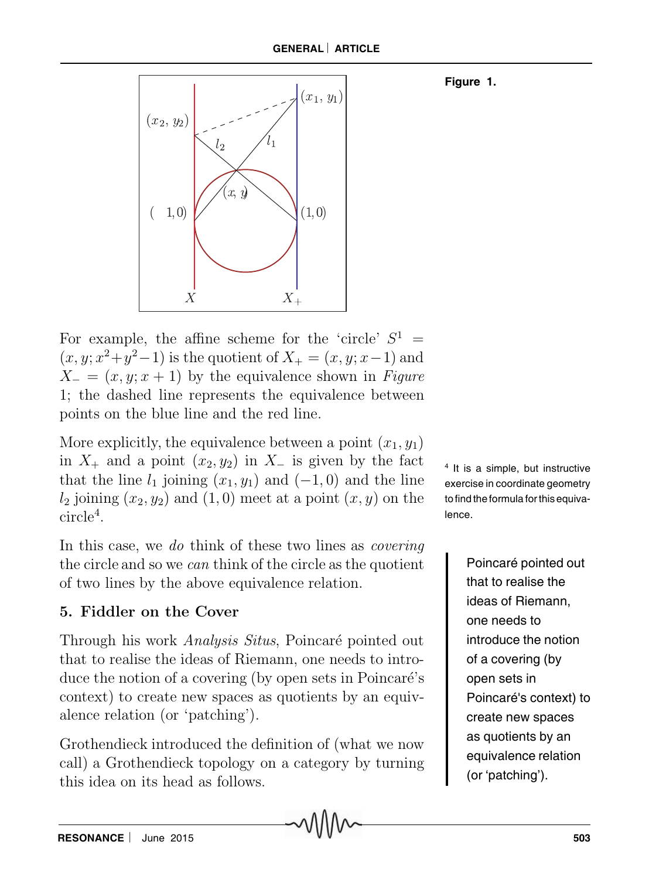$(x_1, y_1)$

$(x_2, y_2)$

$l_2$

$l_1$

$(x, y)$

$(-1, 0)$

$(1, 0)$

$X_-$

$X_+$

**Figure 1.**

For example, the affine scheme for the 'circle' $S^1 = (x, y; x^2+y^2-1)$ is the quotient of $X_+ = (x, y; x-1)$ and $X_- = (x, y; x+1)$ by the equivalence shown in *Figure* 1; the dashed line represents the equivalence between points on the blue line and the red line.

More explicitly, the equivalence between a point $(x_1, y_1)$ in $X_+$ and a point $(x_2, y_2)$ in $X_-$ is given by the fact that the line $l_1$ joining $(x_1, y_1)$ and $(-1, 0)$ and the line $l_2$ joining $(x_2, y_2)$ and $(1, 0)$ meet at a point $(x, y)$ on the circle[4].

[4] It is a simple, but instructive exercise in coordinate geometry to find the formula for this equivalence.

In this case, we *do* think of these two lines as *covering* the circle and so we *can* think of the circle as the quotient of two lines by the above equivalence relation.

## 5. Fiddler on the Cover

Through his work *Analysis Situs*, Poincaré pointed out that to realise the ideas of Riemann, one needs to introduce the notion of a covering (by open sets in Poincaré's context) to create new spaces as quotients by an equivalence relation (or 'patching').

> Poincaré pointed out that to realise the ideas of Riemann, one needs to introduce the notion of a covering (by open sets in Poincaré's context) to create new spaces as quotients by an equivalence relation (or 'patching').

Grothendieck introduced the definition of (what we now call) a Grothendieck topology on a category by turning this idea on its head as follows.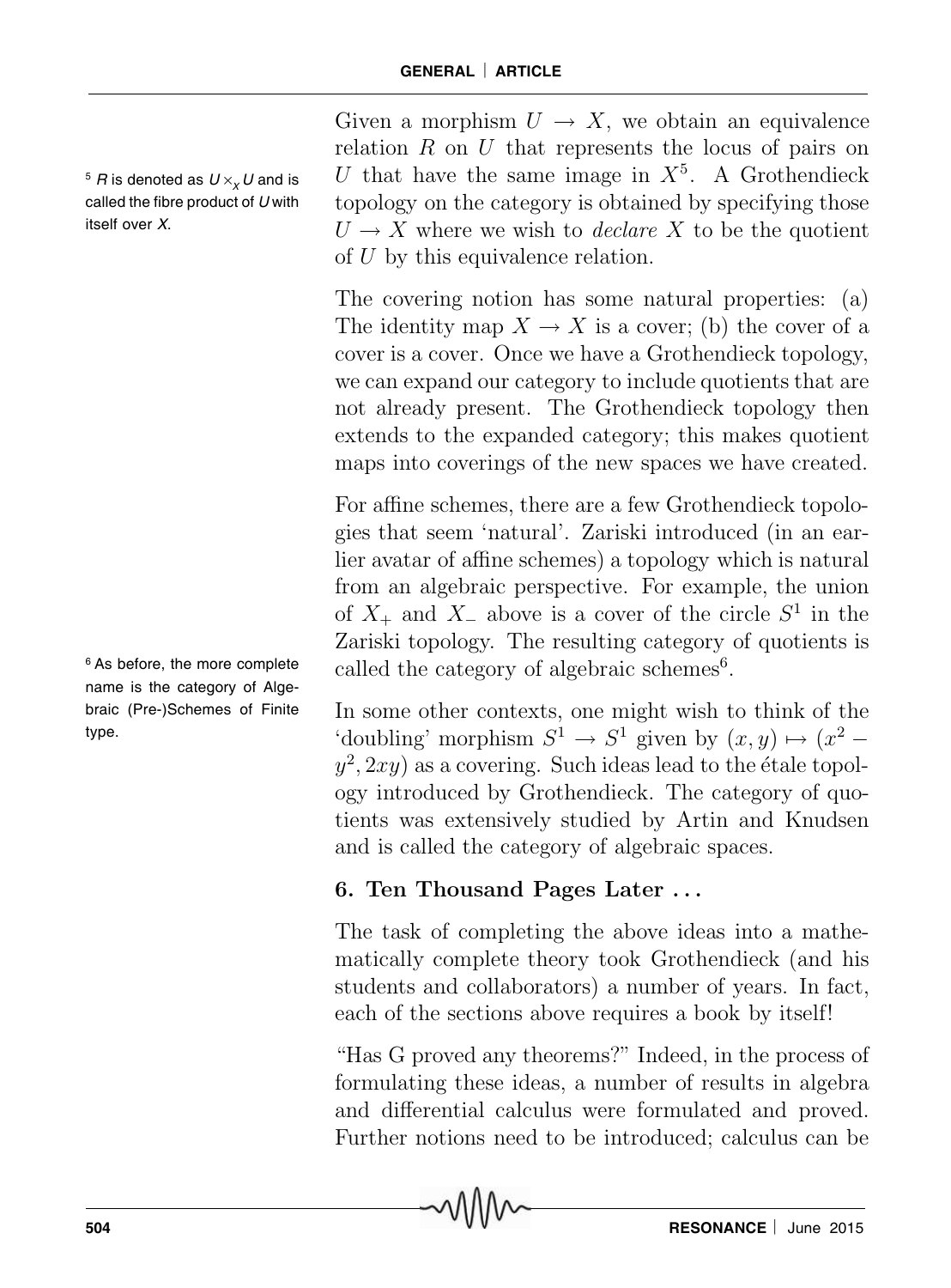Given a morphism $U \to X$, we obtain an equivalence relation $R$ on $U$ that represents the locus of pairs on $U$ that have the same image in $X$[5]. A Grothendieck topology on the category is obtained by specifying those $U \to X$ where we wish to *declare* $X$ to be the quotient of $U$ by this equivalence relation.

[5] $R$ is denoted as $U \times_X U$ and is called the fibre product of $U$ with itself over $X$.

The covering notion has some natural properties: (a) The identity map $X \to X$ is a cover; (b) the cover of a cover is a cover. Once we have a Grothendieck topology, we can expand our category to include quotients that are not already present. The Grothendieck topology then extends to the expanded category; this makes quotient maps into coverings of the new spaces we have created.

For affine schemes, there are a few Grothendieck topologies that seem 'natural'. Zariski introduced (in an earlier avatar of affine schemes) a topology which is natural from an algebraic perspective. For example, the union of $X_+$ and $X_-$ above is a cover of the circle $S^1$ in the Zariski topology. The resulting category of quotients is called the category of algebraic schemes[6].

[6] As before, the more complete name is the category of Algebraic (Pre-)Schemes of Finite type.

In some other contexts, one might wish to think of the 'doubling' morphism $S^1 \to S^1$ given by $(x, y) \mapsto (x^2 - y^2, 2xy)$ as a covering. Such ideas lead to the étale topology introduced by Grothendieck. The category of quotients was extensively studied by Artin and Knudsen and is called the category of algebraic spaces.

## 6. Ten Thousand Pages Later ...

The task of completing the above ideas into a mathematically complete theory took Grothendieck (and his students and collaborators) a number of years. In fact, each of the sections above requires a book by itself!

"Has G proved any theorems?" Indeed, in the process of formulating these ideas, a number of results in algebra and differential calculus were formulated and proved. Further notions need to be introduced; calculus can be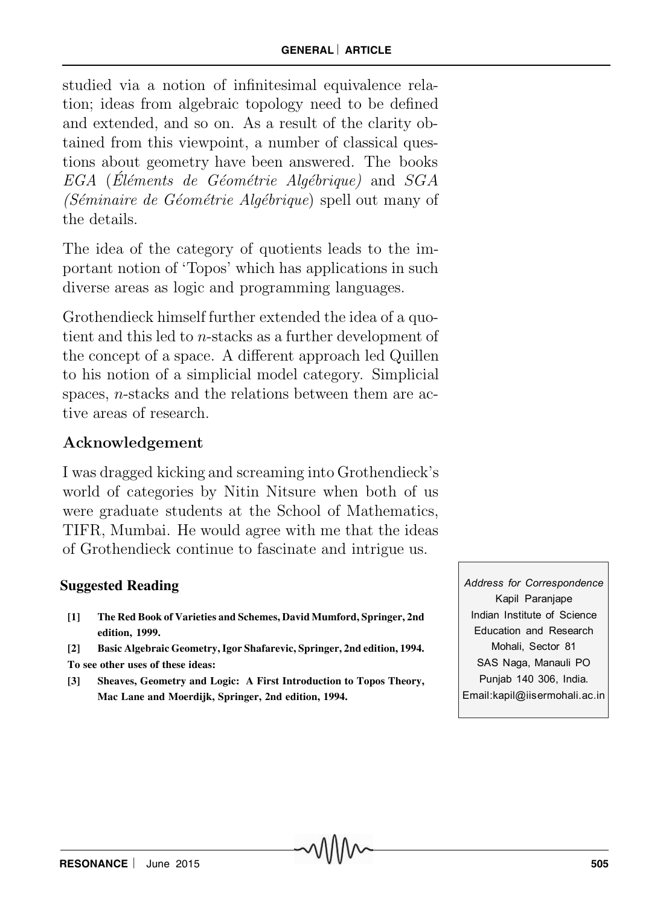studied via a notion of infinitesimal equivalence relation; ideas from algebraic topology need to be defined and extended, and so on. As a result of the clarity obtained from this viewpoint, a number of classical questions about geometry have been answered. The books *EGA* (*Éléments de Géométrie Algébrique)* and *SGA (Séminaire de Géométrie Algébrique*) spell out many of the details.

The idea of the category of quotients leads to the important notion of 'Topos' which has applications in such diverse areas as logic and programming languages.

Grothendieck himself further extended the idea of a quotient and this led to $n$-stacks as a further development of the concept of a space. A different approach led Quillen to his notion of a simplicial model category. Simplicial spaces, $n$-stacks and the relations between them are active areas of research.

## Acknowledgement

I was dragged kicking and screaming into Grothendieck's world of categories by Nitin Nitsure when both of us were graduate students at the School of Mathematics, TIFR, Mumbai. He would agree with me that the ideas of Grothendieck continue to fascinate and intrigue us.

### Suggested Reading

**[1] The Red Book of Varieties and Schemes, David Mumford, Springer, 2nd edition, 1999.**

**[2] Basic Algebraic Geometry, Igor Shafarevic, Springer, 2nd edition, 1994.**

**To see other uses of these ideas:**

**[3] Sheaves, Geometry and Logic: A First Introduction to Topos Theory, Mac Lane and Moerdijk, Springer, 2nd edition, 1994.**

*Address for Correspondence*
Kapil Paranjape
Indian Institute of Science Education and Research
Mohali, Sector 81
SAS Naga, Manauli PO
Punjab 140 306, India.
Email:kapil@iisermohali.ac.in